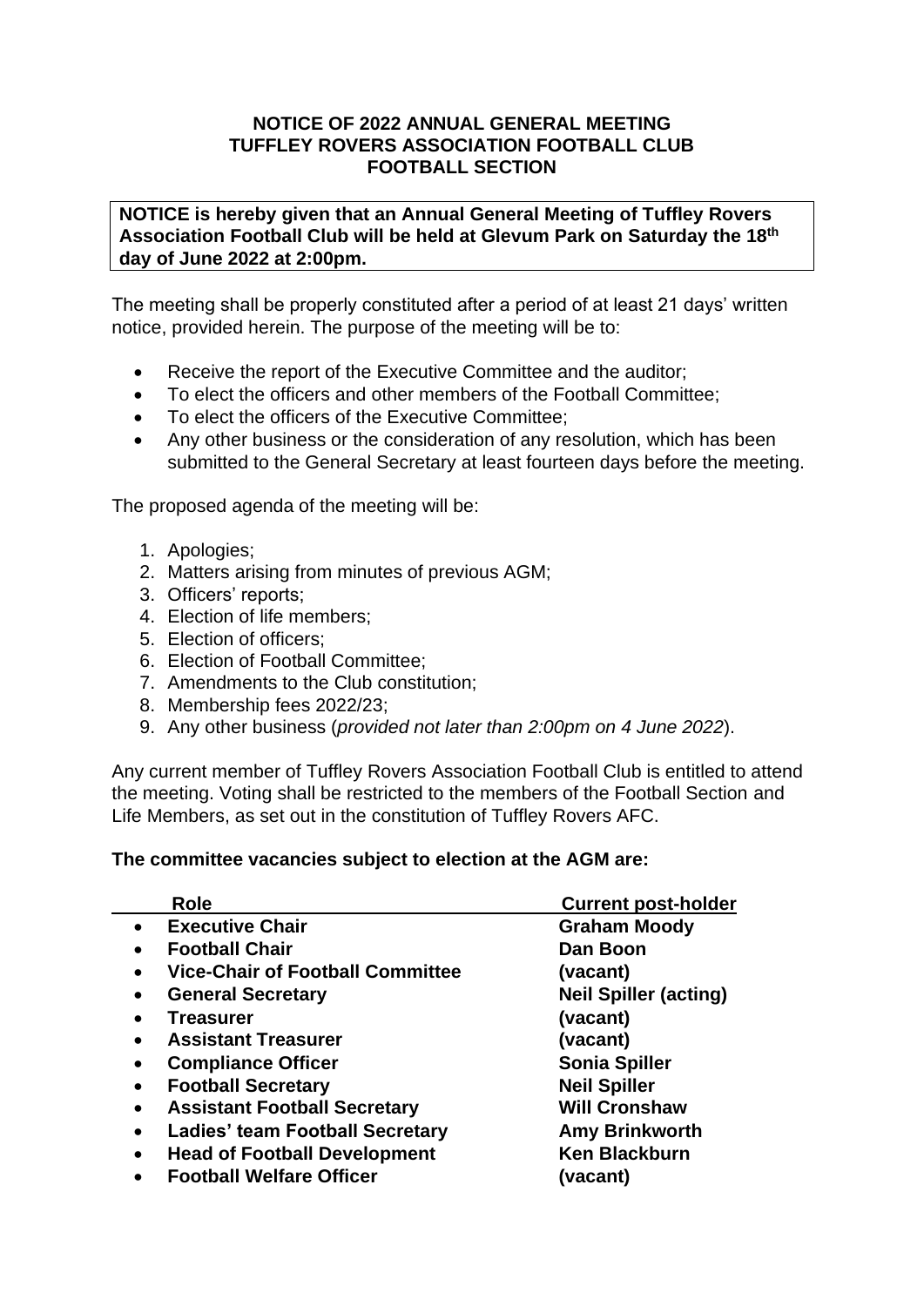**NOTICE OF 2022 ANNUAL GENERAL MEETING**
**TUFFLEY ROVERS ASSOCIATION FOOTBALL CLUB**
**FOOTBALL SECTION**

**NOTICE is hereby given that an Annual General Meeting of Tuffley Rovers Association Football Club will be held at Glevum Park on Saturday the 18th day of June 2022 at 2:00pm.**

The meeting shall be properly constituted after a period of at least 21 days' written notice, provided herein. The purpose of the meeting will be to:

- Receive the report of the Executive Committee and the auditor;
- To elect the officers and other members of the Football Committee;
- To elect the officers of the Executive Committee;
- Any other business or the consideration of any resolution, which has been submitted to the General Secretary at least fourteen days before the meeting.

The proposed agenda of the meeting will be:

1. Apologies;
2. Matters arising from minutes of previous AGM;
3. Officers' reports;
4. Election of life members;
5. Election of officers;
6. Election of Football Committee;
7. Amendments to the Club constitution;
8. Membership fees 2022/23;
9. Any other business (*provided not later than 2:00pm on 4 June 2022*).

Any current member of Tuffley Rovers Association Football Club is entitled to attend the meeting. Voting shall be restricted to the members of the Football Section and Life Members, as set out in the constitution of Tuffley Rovers AFC.

**The committee vacancies subject to election at the AGM are:**

| Role | Current post-holder |
|---|---|
| **Executive Chair** | **Graham Moody** |
| **Football Chair** | **Dan Boon** |
| **Vice-Chair of Football Committee** | **(vacant)** |
| **General Secretary** | **Neil Spiller (acting)** |
| **Treasurer** | **(vacant)** |
| **Assistant Treasurer** | **(vacant)** |
| **Compliance Officer** | **Sonia Spiller** |
| **Football Secretary** | **Neil Spiller** |
| **Assistant Football Secretary** | **Will Cronshaw** |
| **Ladies' team Football Secretary** | **Amy Brinkworth** |
| **Head of Football Development** | **Ken Blackburn** |
| **Football Welfare Officer** | **(vacant)** |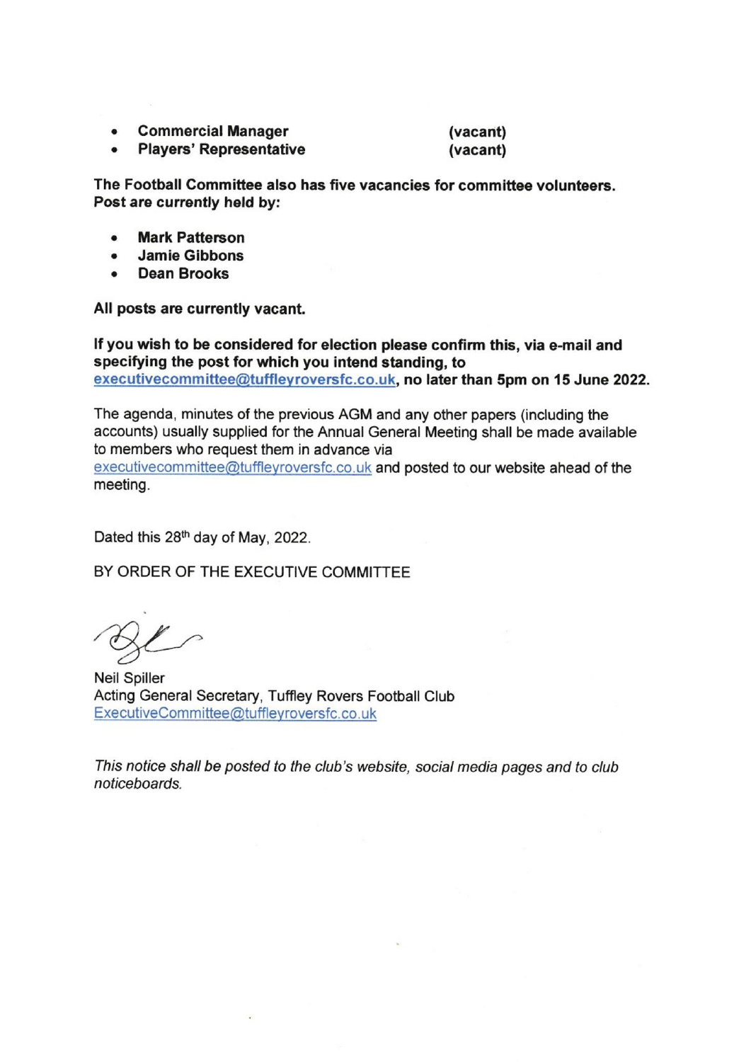- **Commercial Manager** **(vacant)**
- **Players' Representative** **(vacant)**

**The Football Committee also has five vacancies for committee volunteers. Post are currently held by:**

- **Mark Patterson**
- **Jamie Gibbons**
- **Dean Brooks**

**All posts are currently vacant.**

**If you wish to be considered for election please confirm this, via e-mail and specifying the post for which you intend standing, to executivecommittee@tuffleyroversfc.co.uk, no later than 5pm on 15 June 2022.**

The agenda, minutes of the previous AGM and any other papers (including the accounts) usually supplied for the Annual General Meeting shall be made available to members who request them in advance via executivecommittee@tuffleyroversfc.co.uk and posted to our website ahead of the meeting.

Dated this 28th day of May, 2022.

BY ORDER OF THE EXECUTIVE COMMITTEE

Neil Spiller
Acting General Secretary, Tuffley Rovers Football Club
ExecutiveCommittee@tuffleyroversfc.co.uk

*This notice shall be posted to the club's website, social media pages and to club noticeboards.*